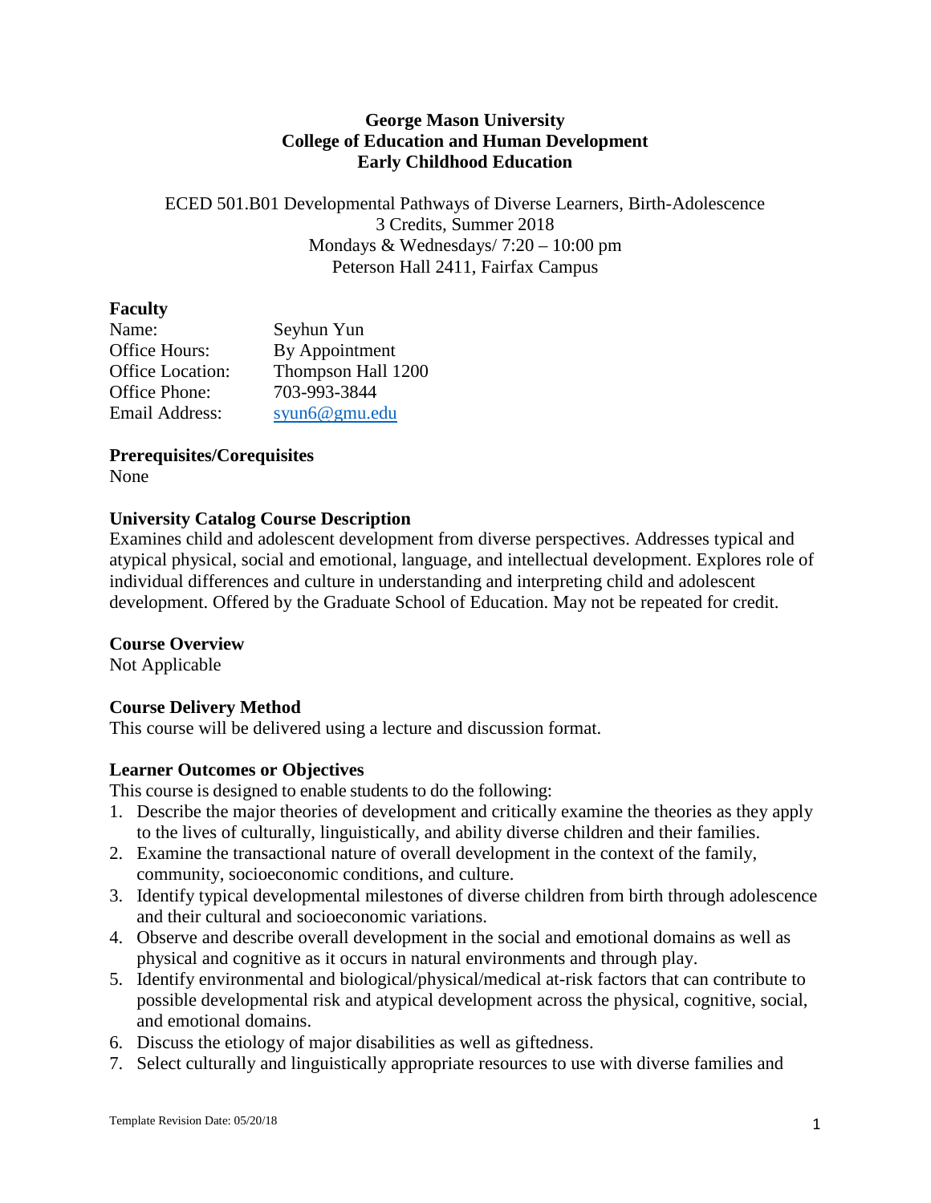**George Mason University**
**College of Education and Human Development**
**Early Childhood Education**

ECED 501.B01 Developmental Pathways of Diverse Learners, Birth-Adolescence
3 Credits, Summer 2018
Mondays & Wednesdays/ 7:20 – 10:00 pm
Peterson Hall 2411, Fairfax Campus

**Faculty**

| | |
|---|---|
| Name: | Seyhun Yun |
| Office Hours: | By Appointment |
| Office Location: | Thompson Hall 1200 |
| Office Phone: | 703-993-3844 |
| Email Address: | syun6@gmu.edu |

**Prerequisites/Corequisites**
None

**University Catalog Course Description**
Examines child and adolescent development from diverse perspectives. Addresses typical and atypical physical, social and emotional, language, and intellectual development. Explores role of individual differences and culture in understanding and interpreting child and adolescent development. Offered by the Graduate School of Education. May not be repeated for credit.

**Course Overview**
Not Applicable

**Course Delivery Method**
This course will be delivered using a lecture and discussion format.

**Learner Outcomes or Objectives**
This course is designed to enable students to do the following:

1. Describe the major theories of development and critically examine the theories as they apply to the lives of culturally, linguistically, and ability diverse children and their families.
2. Examine the transactional nature of overall development in the context of the family, community, socioeconomic conditions, and culture.
3. Identify typical developmental milestones of diverse children from birth through adolescence and their cultural and socioeconomic variations.
4. Observe and describe overall development in the social and emotional domains as well as physical and cognitive as it occurs in natural environments and through play.
5. Identify environmental and biological/physical/medical at-risk factors that can contribute to possible developmental risk and atypical development across the physical, cognitive, social, and emotional domains.
6. Discuss the etiology of major disabilities as well as giftedness.
7. Select culturally and linguistically appropriate resources to use with diverse families and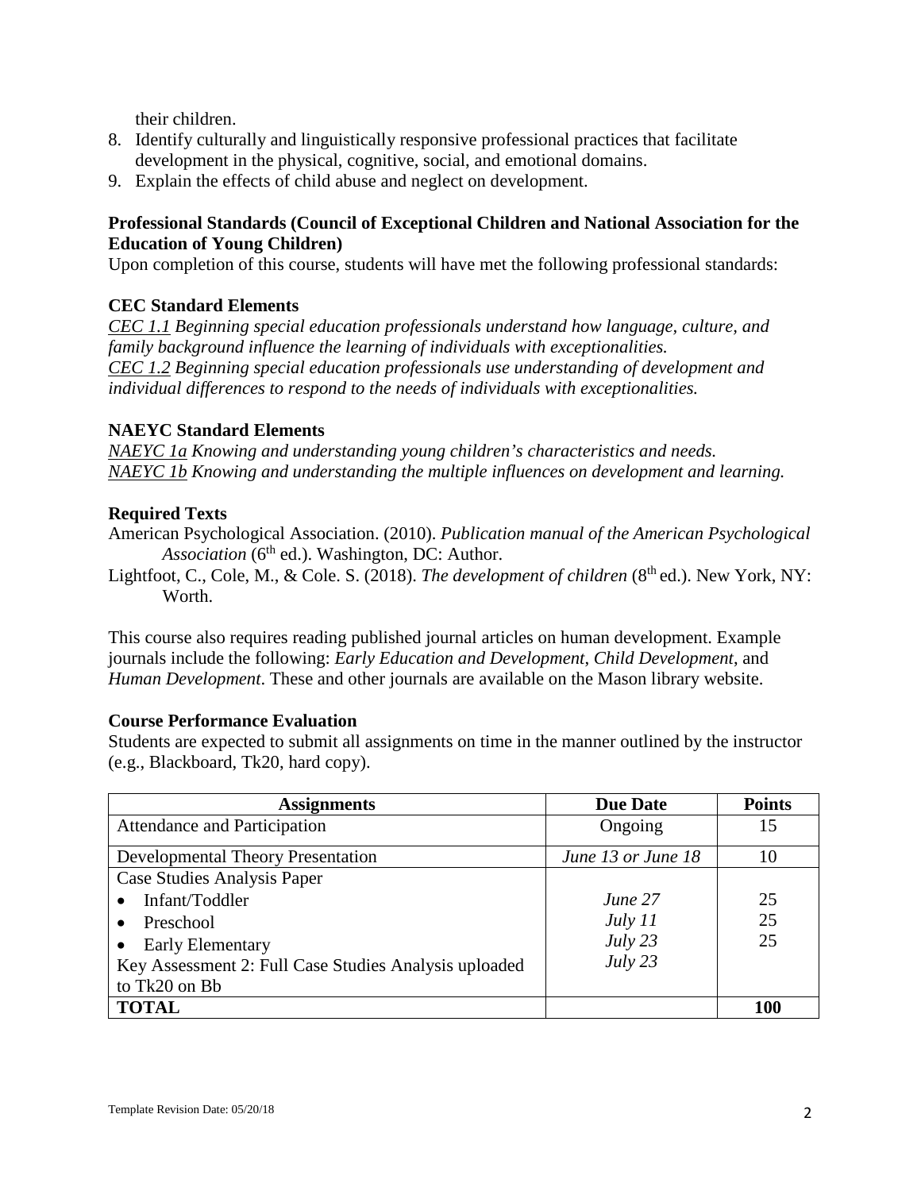their children.

8. Identify culturally and linguistically responsive professional practices that facilitate development in the physical, cognitive, social, and emotional domains.
9. Explain the effects of child abuse and neglect on development.

**Professional Standards (Council of Exceptional Children and National Association for the Education of Young Children)**

Upon completion of this course, students will have met the following professional standards:

**CEC Standard Elements**

*CEC 1.1 Beginning special education professionals understand how language, culture, and family background influence the learning of individuals with exceptionalities.*
*CEC 1.2 Beginning special education professionals use understanding of development and individual differences to respond to the needs of individuals with exceptionalities.*

**NAEYC Standard Elements**

*NAEYC 1a Knowing and understanding young children's characteristics and needs.*
*NAEYC 1b Knowing and understanding the multiple influences on development and learning.*

**Required Texts**

American Psychological Association. (2010). *Publication manual of the American Psychological Association* (6th ed.). Washington, DC: Author.

Lightfoot, C., Cole, M., & Cole. S. (2018). *The development of children* (8th ed.). New York, NY: Worth.

This course also requires reading published journal articles on human development. Example journals include the following: *Early Education and Development*, *Child Development*, and *Human Development*. These and other journals are available on the Mason library website.

**Course Performance Evaluation**

Students are expected to submit all assignments on time in the manner outlined by the instructor (e.g., Blackboard, Tk20, hard copy).

| Assignments | Due Date | Points |
| --- | --- | --- |
| Attendance and Participation | Ongoing | 15 |
| Developmental Theory Presentation | *June 13 or June 18* | 10 |
| Case Studies Analysis Paper | | |
| • Infant/Toddler | *June 27* | 25 |
| • Preschool | *July 11* | 25 |
| • Early Elementary | *July 23* | 25 |
| Key Assessment 2: Full Case Studies Analysis uploaded to Tk20 on Bb | *July 23* | |
| **TOTAL** | | **100** |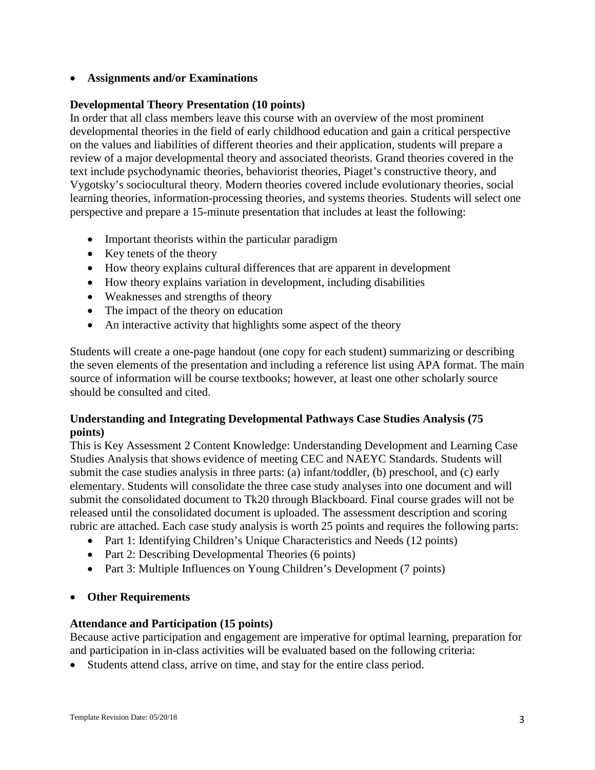- **Assignments and/or Examinations**

**Developmental Theory Presentation (10 points)**
In order that all class members leave this course with an overview of the most prominent developmental theories in the field of early childhood education and gain a critical perspective on the values and liabilities of different theories and their application, students will prepare a review of a major developmental theory and associated theorists. Grand theories covered in the text include psychodynamic theories, behaviorist theories, Piaget's constructive theory, and Vygotsky's sociocultural theory. Modern theories covered include evolutionary theories, social learning theories, information-processing theories, and systems theories. Students will select one perspective and prepare a 15-minute presentation that includes at least the following:

- Important theorists within the particular paradigm
- Key tenets of the theory
- How theory explains cultural differences that are apparent in development
- How theory explains variation in development, including disabilities
- Weaknesses and strengths of theory
- The impact of the theory on education
- An interactive activity that highlights some aspect of the theory

Students will create a one-page handout (one copy for each student) summarizing or describing the seven elements of the presentation and including a reference list using APA format. The main source of information will be course textbooks; however, at least one other scholarly source should be consulted and cited.

**Understanding and Integrating Developmental Pathways Case Studies Analysis (75 points)**
This is Key Assessment 2 Content Knowledge: Understanding Development and Learning Case Studies Analysis that shows evidence of meeting CEC and NAEYC Standards. Students will submit the case studies analysis in three parts: (a) infant/toddler, (b) preschool, and (c) early elementary. Students will consolidate the three case study analyses into one document and will submit the consolidated document to Tk20 through Blackboard. Final course grades will not be released until the consolidated document is uploaded. The assessment description and scoring rubric are attached. Each case study analysis is worth 25 points and requires the following parts:

- Part 1: Identifying Children's Unique Characteristics and Needs (12 points)
- Part 2: Describing Developmental Theories (6 points)
- Part 3: Multiple Influences on Young Children's Development (7 points)

- **Other Requirements**

**Attendance and Participation (15 points)**
Because active participation and engagement are imperative for optimal learning, preparation for and participation in in-class activities will be evaluated based on the following criteria:

- Students attend class, arrive on time, and stay for the entire class period.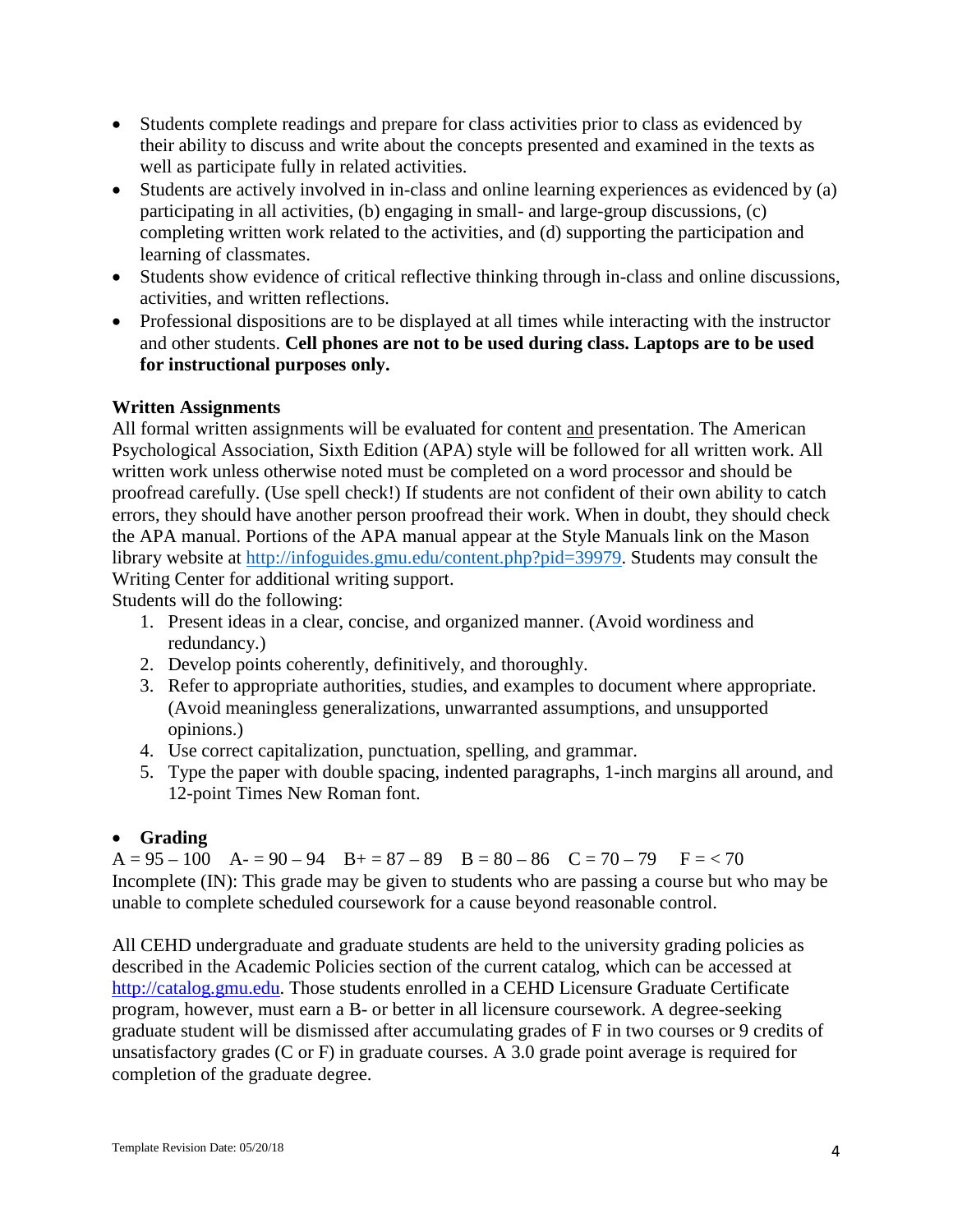- Students complete readings and prepare for class activities prior to class as evidenced by their ability to discuss and write about the concepts presented and examined in the texts as well as participate fully in related activities.
- Students are actively involved in in-class and online learning experiences as evidenced by (a) participating in all activities, (b) engaging in small- and large-group discussions, (c) completing written work related to the activities, and (d) supporting the participation and learning of classmates.
- Students show evidence of critical reflective thinking through in-class and online discussions, activities, and written reflections.
- Professional dispositions are to be displayed at all times while interacting with the instructor and other students. **Cell phones are not to be used during class. Laptops are to be used for instructional purposes only.**

**Written Assignments**

All formal written assignments will be evaluated for content and presentation. The American Psychological Association, Sixth Edition (APA) style will be followed for all written work. All written work unless otherwise noted must be completed on a word processor and should be proofread carefully. (Use spell check!) If students are not confident of their own ability to catch errors, they should have another person proofread their work. When in doubt, they should check the APA manual. Portions of the APA manual appear at the Style Manuals link on the Mason library website at http://infoguides.gmu.edu/content.php?pid=39979. Students may consult the Writing Center for additional writing support.

Students will do the following:

1. Present ideas in a clear, concise, and organized manner. (Avoid wordiness and redundancy.)
2. Develop points coherently, definitively, and thoroughly.
3. Refer to appropriate authorities, studies, and examples to document where appropriate. (Avoid meaningless generalizations, unwarranted assumptions, and unsupported opinions.)
4. Use correct capitalization, punctuation, spelling, and grammar.
5. Type the paper with double spacing, indented paragraphs, 1-inch margins all around, and 12-point Times New Roman font.

- **Grading**

A = 95 – 100   A- = 90 – 94   B+ = 87 – 89   B = 80 – 86   C = 70 – 79   F = < 70

Incomplete (IN): This grade may be given to students who are passing a course but who may be unable to complete scheduled coursework for a cause beyond reasonable control.

All CEHD undergraduate and graduate students are held to the university grading policies as described in the Academic Policies section of the current catalog, which can be accessed at http://catalog.gmu.edu. Those students enrolled in a CEHD Licensure Graduate Certificate program, however, must earn a B- or better in all licensure coursework. A degree-seeking graduate student will be dismissed after accumulating grades of F in two courses or 9 credits of unsatisfactory grades (C or F) in graduate courses. A 3.0 grade point average is required for completion of the graduate degree.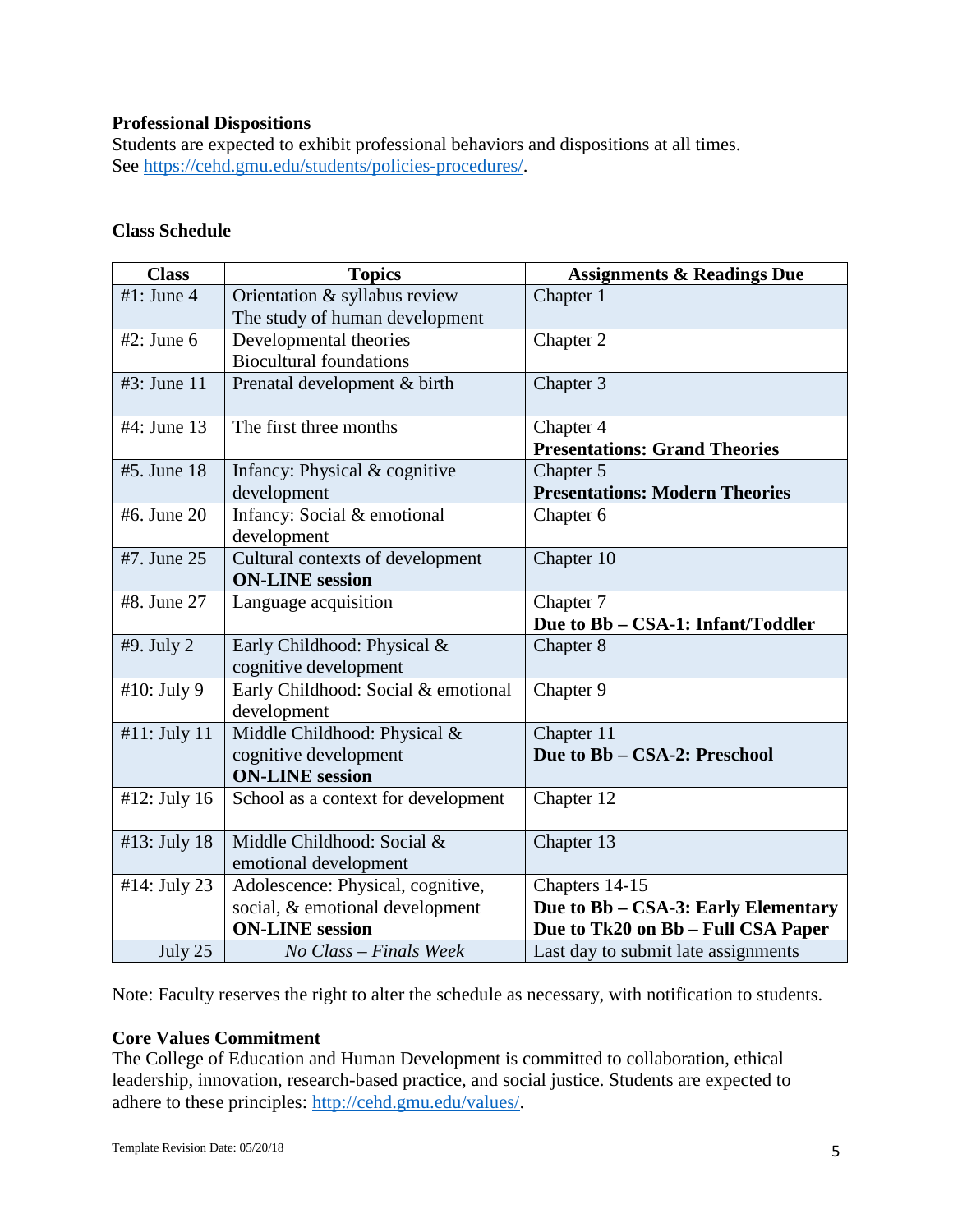**Professional Dispositions**

Students are expected to exhibit professional behaviors and dispositions at all times. See https://cehd.gmu.edu/students/policies-procedures/.

**Class Schedule**

| Class | Topics | Assignments & Readings Due |
|---|---|---|
| #1: June 4 | Orientation & syllabus review<br>The study of human development | Chapter 1 |
| #2: June 6 | Developmental theories<br>Biocultural foundations | Chapter 2 |
| #3: June 11 | Prenatal development & birth | Chapter 3 |
| #4: June 13 | The first three months | Chapter 4<br>**Presentations: Grand Theories** |
| #5. June 18 | Infancy: Physical & cognitive development | Chapter 5<br>**Presentations: Modern Theories** |
| #6. June 20 | Infancy: Social & emotional development | Chapter 6 |
| #7. June 25 | Cultural contexts of development<br>**ON-LINE session** | Chapter 10 |
| #8. June 27 | Language acquisition | Chapter 7<br>**Due to Bb – CSA-1: Infant/Toddler** |
| #9. July 2 | Early Childhood: Physical & cognitive development | Chapter 8 |
| #10: July 9 | Early Childhood: Social & emotional development | Chapter 9 |
| #11: July 11 | Middle Childhood: Physical & cognitive development<br>**ON-LINE session** | Chapter 11<br>**Due to Bb – CSA-2: Preschool** |
| #12: July 16 | School as a context for development | Chapter 12 |
| #13: July 18 | Middle Childhood: Social & emotional development | Chapter 13 |
| #14: July 23 | Adolescence: Physical, cognitive, social, & emotional development<br>**ON-LINE session** | Chapters 14-15<br>**Due to Bb – CSA-3: Early Elementary**<br>**Due to Tk20 on Bb – Full CSA Paper** |
| July 25 | *No Class – Finals Week* | Last day to submit late assignments |

Note: Faculty reserves the right to alter the schedule as necessary, with notification to students.

**Core Values Commitment**

The College of Education and Human Development is committed to collaboration, ethical leadership, innovation, research-based practice, and social justice. Students are expected to adhere to these principles: http://cehd.gmu.edu/values/.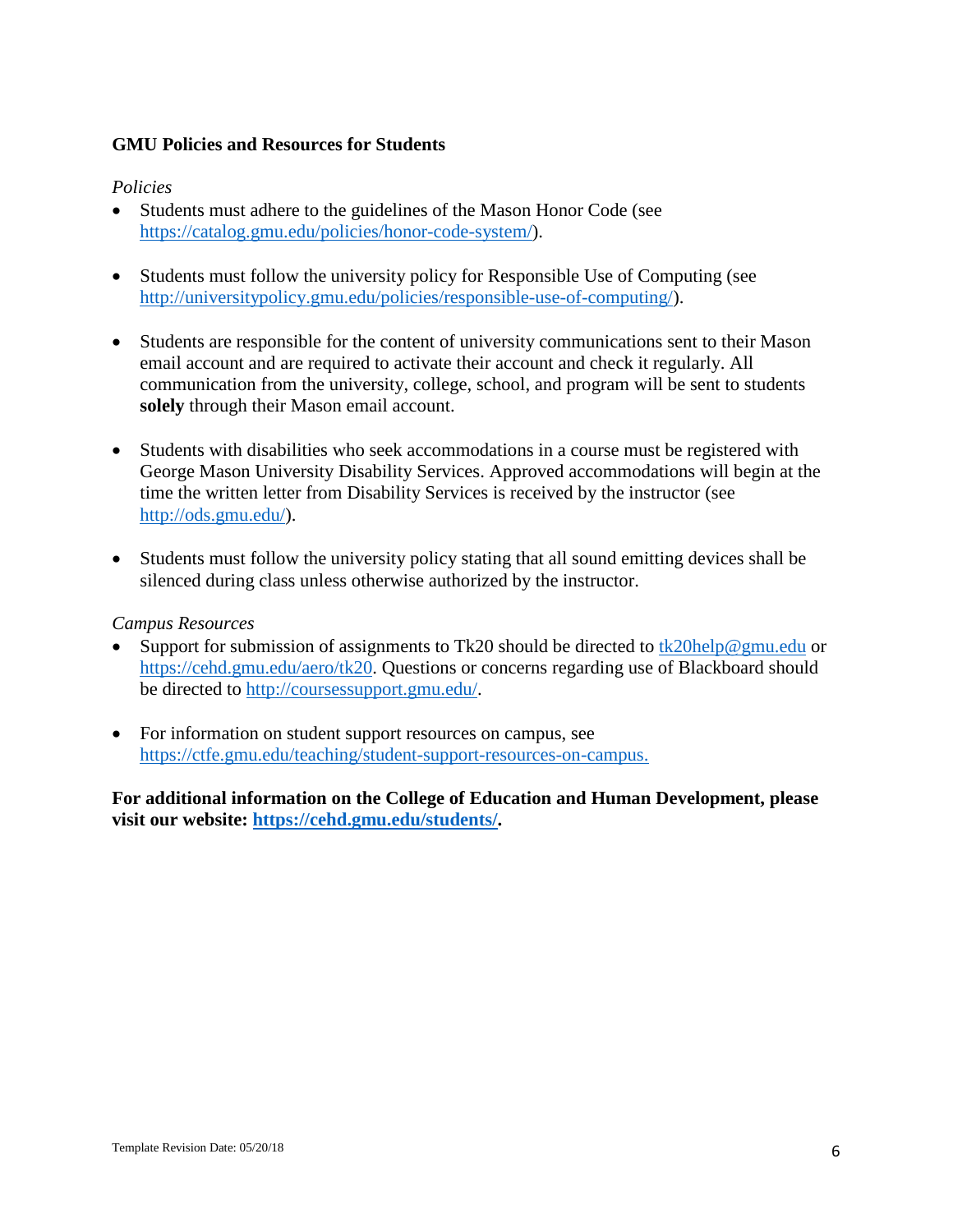**GMU Policies and Resources for Students**

*Policies*

- Students must adhere to the guidelines of the Mason Honor Code (see https://catalog.gmu.edu/policies/honor-code-system/).

- Students must follow the university policy for Responsible Use of Computing (see http://universitypolicy.gmu.edu/policies/responsible-use-of-computing/).

- Students are responsible for the content of university communications sent to their Mason email account and are required to activate their account and check it regularly. All communication from the university, college, school, and program will be sent to students **solely** through their Mason email account.

- Students with disabilities who seek accommodations in a course must be registered with George Mason University Disability Services. Approved accommodations will begin at the time the written letter from Disability Services is received by the instructor (see http://ods.gmu.edu/).

- Students must follow the university policy stating that all sound emitting devices shall be silenced during class unless otherwise authorized by the instructor.

*Campus Resources*

- Support for submission of assignments to Tk20 should be directed to tk20help@gmu.edu or https://cehd.gmu.edu/aero/tk20. Questions or concerns regarding use of Blackboard should be directed to http://coursessupport.gmu.edu/.

- For information on student support resources on campus, see https://ctfe.gmu.edu/teaching/student-support-resources-on-campus.

**For additional information on the College of Education and Human Development, please visit our website: https://cehd.gmu.edu/students/.**

Template Revision Date: 05/20/18